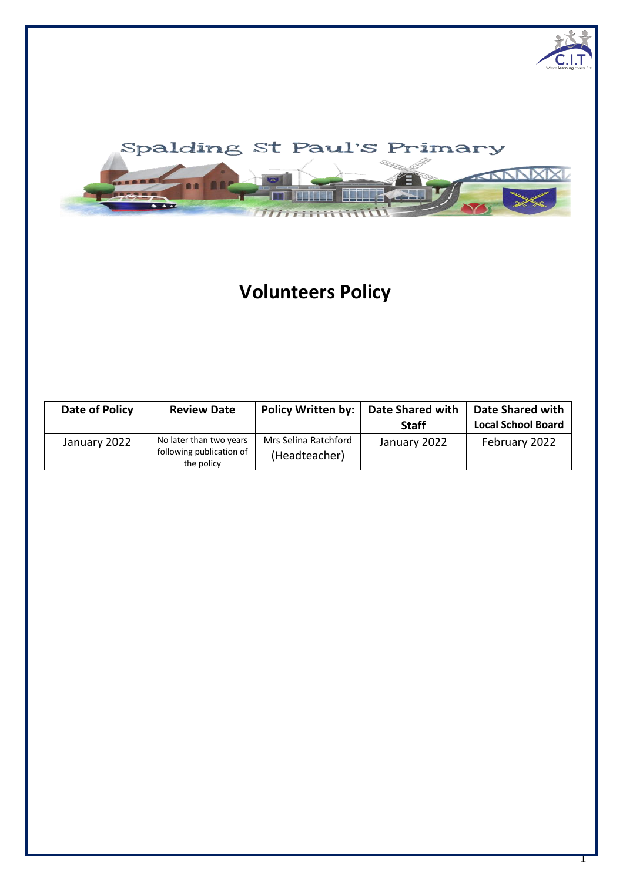Spalding St Paul's Primary

# Volunteers Policy

| Date of Policy | Review Date | Policy Written by: | Date Shared with Staff | Date Shared with Local School Board |
|---|---|---|---|---|
| January 2022 | No later than two years following publication of the policy | Mrs Selina Ratchford (Headteacher) | January 2022 | February 2022 |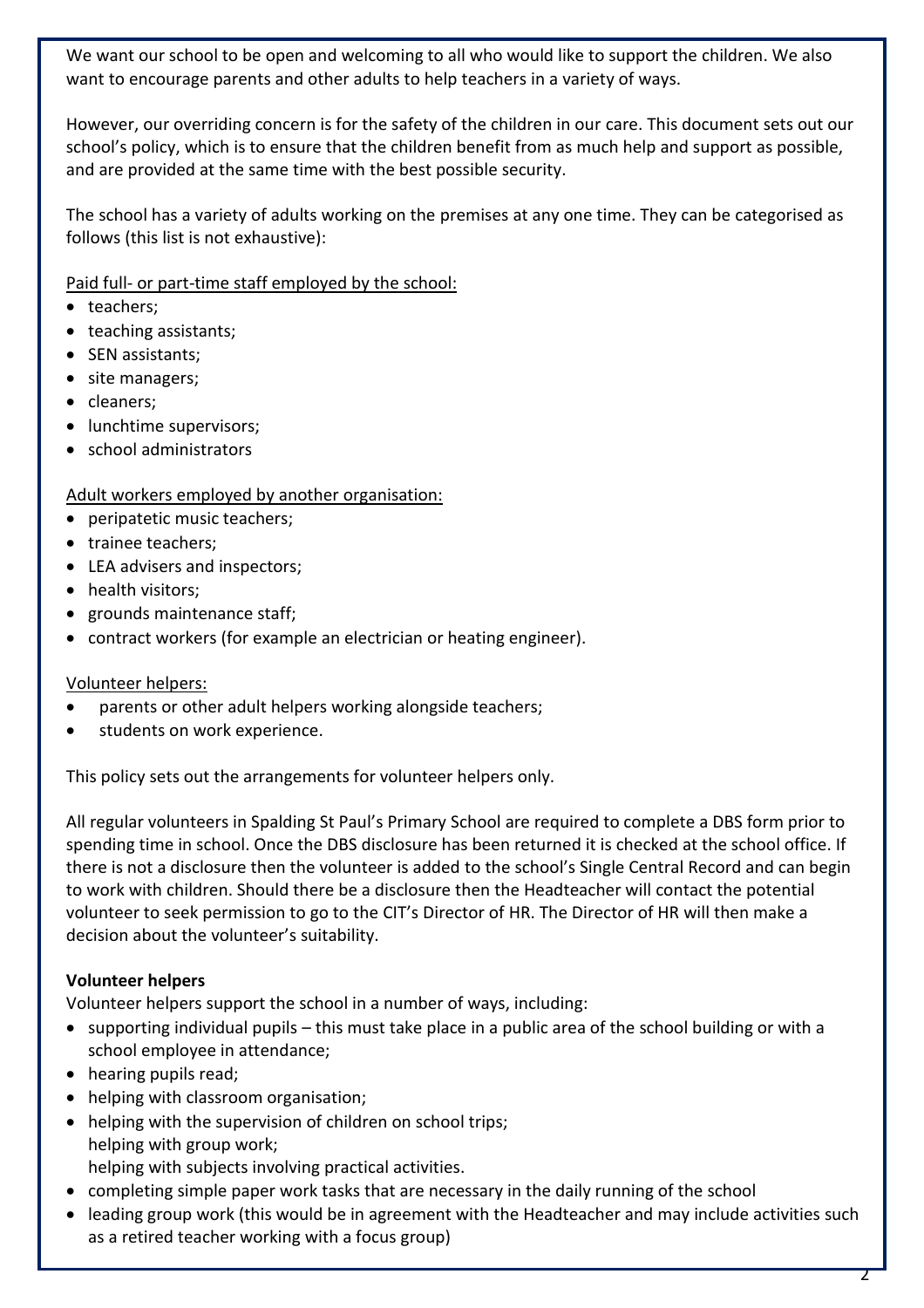We want our school to be open and welcoming to all who would like to support the children. We also want to encourage parents and other adults to help teachers in a variety of ways.

However, our overriding concern is for the safety of the children in our care. This document sets out our school's policy, which is to ensure that the children benefit from as much help and support as possible, and are provided at the same time with the best possible security.

The school has a variety of adults working on the premises at any one time. They can be categorised as follows (this list is not exhaustive):

<u>Paid full- or part-time staff employed by the school:</u>

- teachers;
- teaching assistants;
- SEN assistants;
- site managers;
- cleaners;
- lunchtime supervisors;
- school administrators

<u>Adult workers employed by another organisation:</u>

- peripatetic music teachers;
- trainee teachers;
- LEA advisers and inspectors;
- health visitors;
- grounds maintenance staff;
- contract workers (for example an electrician or heating engineer).

<u>Volunteer helpers:</u>

- parents or other adult helpers working alongside teachers;
- students on work experience.

This policy sets out the arrangements for volunteer helpers only.

All regular volunteers in Spalding St Paul's Primary School are required to complete a DBS form prior to spending time in school. Once the DBS disclosure has been returned it is checked at the school office. If there is not a disclosure then the volunteer is added to the school's Single Central Record and can begin to work with children. Should there be a disclosure then the Headteacher will contact the potential volunteer to seek permission to go to the CIT's Director of HR. The Director of HR will then make a decision about the volunteer's suitability.

**Volunteer helpers**

Volunteer helpers support the school in a number of ways, including:

- supporting individual pupils – this must take place in a public area of the school building or with a school employee in attendance;
- hearing pupils read;
- helping with classroom organisation;
- helping with the supervision of children on school trips;
  helping with group work;
  helping with subjects involving practical activities.
- completing simple paper work tasks that are necessary in the daily running of the school
- leading group work (this would be in agreement with the Headteacher and may include activities such as a retired teacher working with a focus group)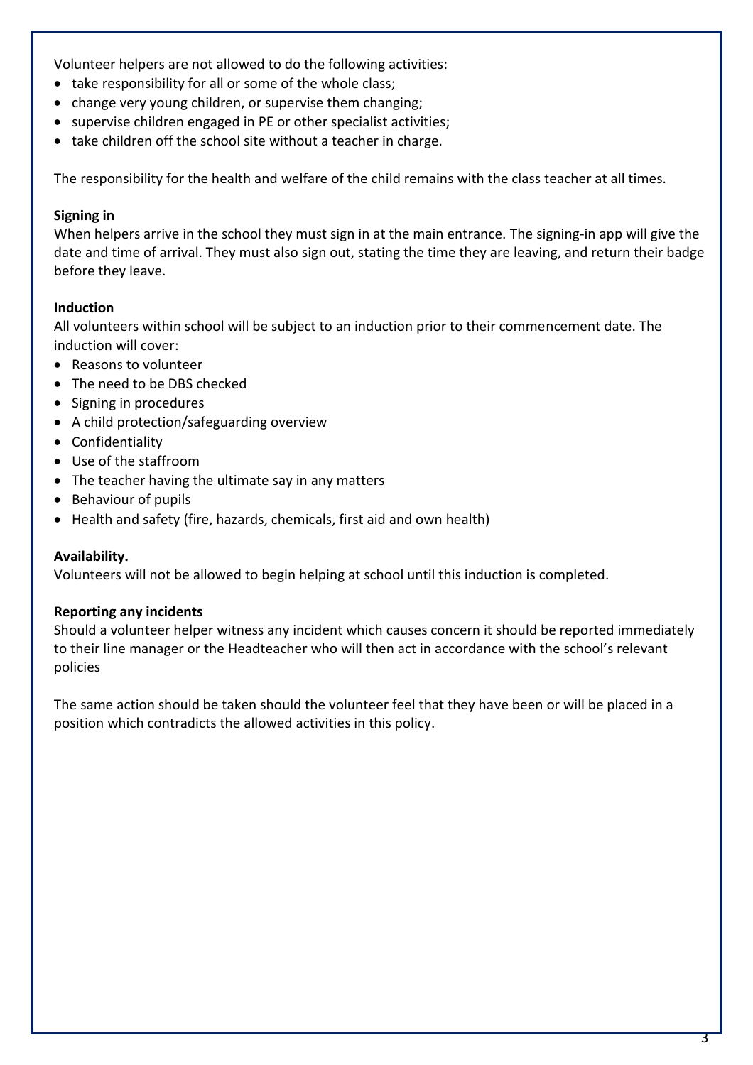Volunteer helpers are not allowed to do the following activities:

- take responsibility for all or some of the whole class;
- change very young children, or supervise them changing;
- supervise children engaged in PE or other specialist activities;
- take children off the school site without a teacher in charge.

The responsibility for the health and welfare of the child remains with the class teacher at all times.

**Signing in**

When helpers arrive in the school they must sign in at the main entrance. The signing-in app will give the date and time of arrival. They must also sign out, stating the time they are leaving, and return their badge before they leave.

**Induction**

All volunteers within school will be subject to an induction prior to their commencement date. The induction will cover:

- Reasons to volunteer
- The need to be DBS checked
- Signing in procedures
- A child protection/safeguarding overview
- Confidentiality
- Use of the staffroom
- The teacher having the ultimate say in any matters
- Behaviour of pupils
- Health and safety (fire, hazards, chemicals, first aid and own health)

**Availability.**

Volunteers will not be allowed to begin helping at school until this induction is completed.

**Reporting any incidents**

Should a volunteer helper witness any incident which causes concern it should be reported immediately to their line manager or the Headteacher who will then act in accordance with the school's relevant policies

The same action should be taken should the volunteer feel that they have been or will be placed in a position which contradicts the allowed activities in this policy.